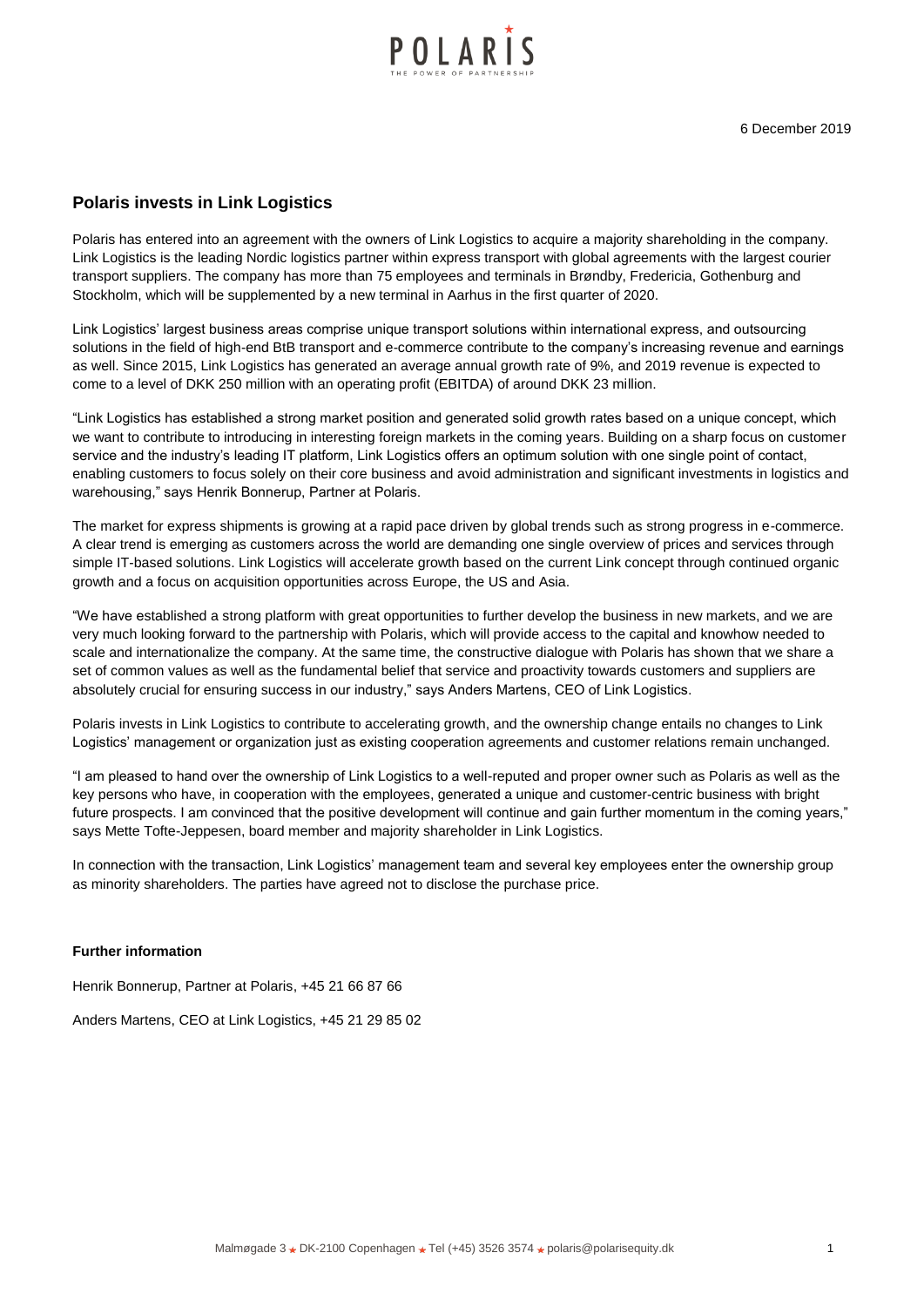6 December 2019

## Polaris invests in Link Logistics

Polaris has entered into an agreement with the owners of Link Logistics to acquire a majority shareholding in the company. Link Logistics is the leading Nordic logistics partner within express transport with global agreements with the largest courier transport suppliers. The company has more than 75 employees and terminals in Brøndby, Fredericia, Gothenburg and Stockholm, which will be supplemented by a new terminal in Aarhus in the first quarter of 2020.

Link Logistics' largest business areas comprise unique transport solutions within international express, and outsourcing solutions in the field of high-end BtB transport and e-commerce contribute to the company's increasing revenue and earnings as well. Since 2015, Link Logistics has generated an average annual growth rate of 9%, and 2019 revenue is expected to come to a level of DKK 250 million with an operating profit (EBITDA) of around DKK 23 million.

"Link Logistics has established a strong market position and generated solid growth rates based on a unique concept, which we want to contribute to introducing in interesting foreign markets in the coming years. Building on a sharp focus on customer service and the industry's leading IT platform, Link Logistics offers an optimum solution with one single point of contact, enabling customers to focus solely on their core business and avoid administration and significant investments in logistics and warehousing," says Henrik Bonnerup, Partner at Polaris.

The market for express shipments is growing at a rapid pace driven by global trends such as strong progress in e-commerce. A clear trend is emerging as customers across the world are demanding one single overview of prices and services through simple IT-based solutions. Link Logistics will accelerate growth based on the current Link concept through continued organic growth and a focus on acquisition opportunities across Europe, the US and Asia.

"We have established a strong platform with great opportunities to further develop the business in new markets, and we are very much looking forward to the partnership with Polaris, which will provide access to the capital and knowhow needed to scale and internationalize the company. At the same time, the constructive dialogue with Polaris has shown that we share a set of common values as well as the fundamental belief that service and proactivity towards customers and suppliers are absolutely crucial for ensuring success in our industry," says Anders Martens, CEO of Link Logistics.

Polaris invests in Link Logistics to contribute to accelerating growth, and the ownership change entails no changes to Link Logistics' management or organization just as existing cooperation agreements and customer relations remain unchanged.

"I am pleased to hand over the ownership of Link Logistics to a well-reputed and proper owner such as Polaris as well as the key persons who have, in cooperation with the employees, generated a unique and customer-centric business with bright future prospects. I am convinced that the positive development will continue and gain further momentum in the coming years," says Mette Tofte-Jeppesen, board member and majority shareholder in Link Logistics.

In connection with the transaction, Link Logistics' management team and several key employees enter the ownership group as minority shareholders. The parties have agreed not to disclose the purchase price.

**Further information**

Henrik Bonnerup, Partner at Polaris, +45 21 66 87 66

Anders Martens, CEO at Link Logistics, +45 21 29 85 02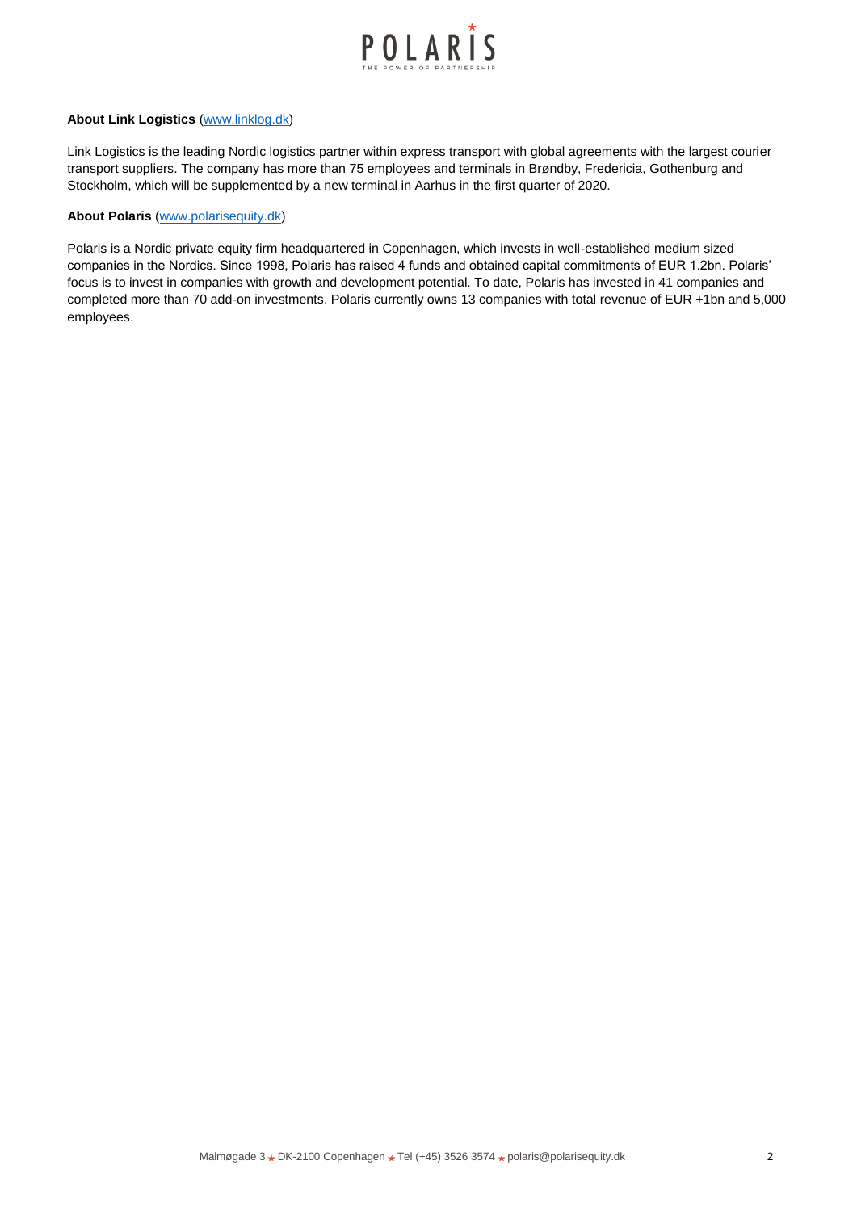**About Link Logistics** (www.linklog.dk)

Link Logistics is the leading Nordic logistics partner within express transport with global agreements with the largest courier transport suppliers. The company has more than 75 employees and terminals in Brøndby, Fredericia, Gothenburg and Stockholm, which will be supplemented by a new terminal in Aarhus in the first quarter of 2020.

**About Polaris** (www.polarisequity.dk)

Polaris is a Nordic private equity firm headquartered in Copenhagen, which invests in well-established medium sized companies in the Nordics. Since 1998, Polaris has raised 4 funds and obtained capital commitments of EUR 1.2bn. Polaris' focus is to invest in companies with growth and development potential. To date, Polaris has invested in 41 companies and completed more than 70 add-on investments. Polaris currently owns 13 companies with total revenue of EUR +1bn and 5,000 employees.